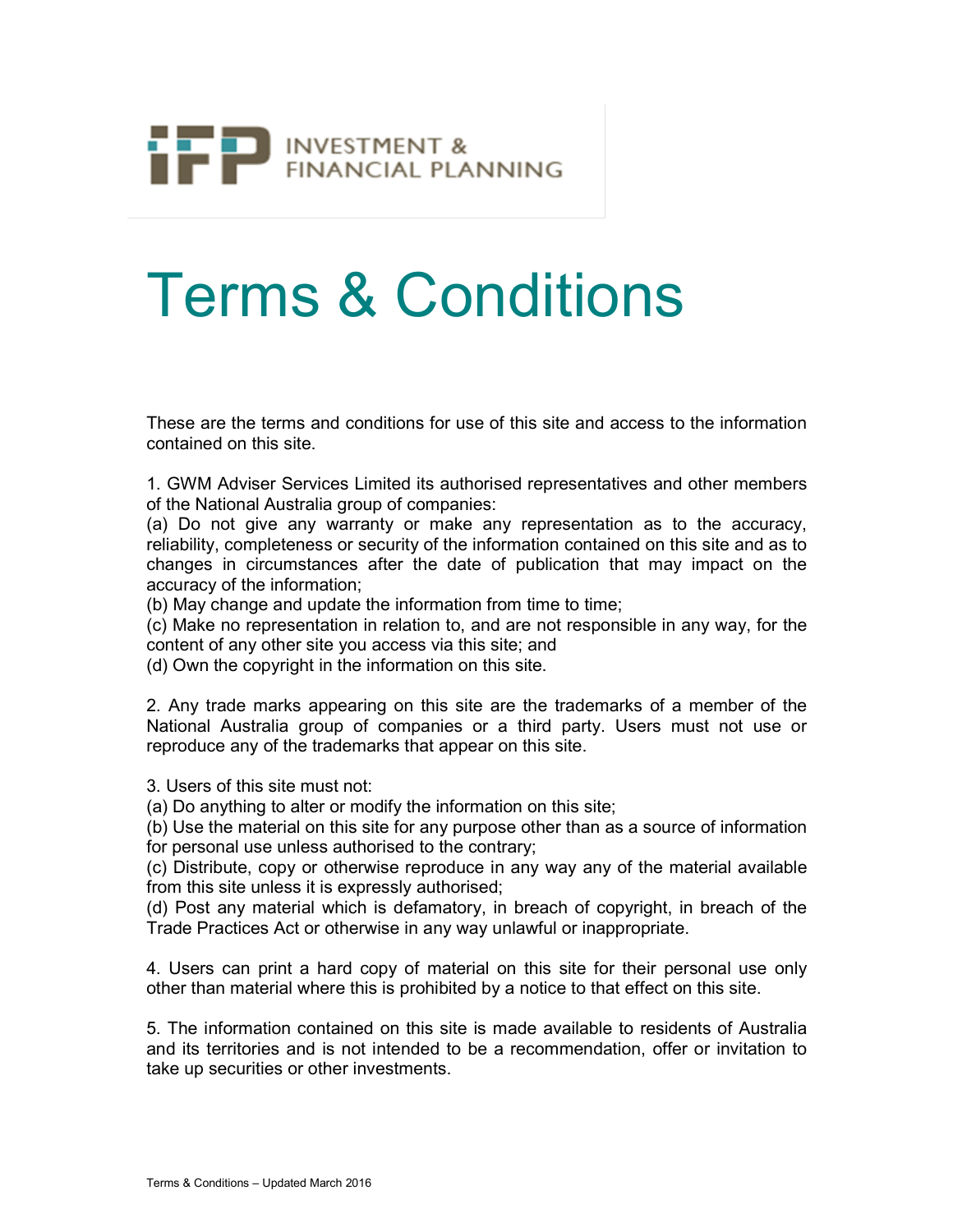IFP INVESTMENT & FINANCIAL PLANNING

# Terms & Conditions

These are the terms and conditions for use of this site and access to the information contained on this site.

1. GWM Adviser Services Limited its authorised representatives and other members of the National Australia group of companies:
(a) Do not give any warranty or make any representation as to the accuracy, reliability, completeness or security of the information contained on this site and as to changes in circumstances after the date of publication that may impact on the accuracy of the information;
(b) May change and update the information from time to time;
(c) Make no representation in relation to, and are not responsible in any way, for the content of any other site you access via this site; and
(d) Own the copyright in the information on this site.

2. Any trade marks appearing on this site are the trademarks of a member of the National Australia group of companies or a third party. Users must not use or reproduce any of the trademarks that appear on this site.

3. Users of this site must not:
(a) Do anything to alter or modify the information on this site;
(b) Use the material on this site for any purpose other than as a source of information for personal use unless authorised to the contrary;
(c) Distribute, copy or otherwise reproduce in any way any of the material available from this site unless it is expressly authorised;
(d) Post any material which is defamatory, in breach of copyright, in breach of the Trade Practices Act or otherwise in any way unlawful or inappropriate.

4. Users can print a hard copy of material on this site for their personal use only other than material where this is prohibited by a notice to that effect on this site.

5. The information contained on this site is made available to residents of Australia and its territories and is not intended to be a recommendation, offer or invitation to take up securities or other investments.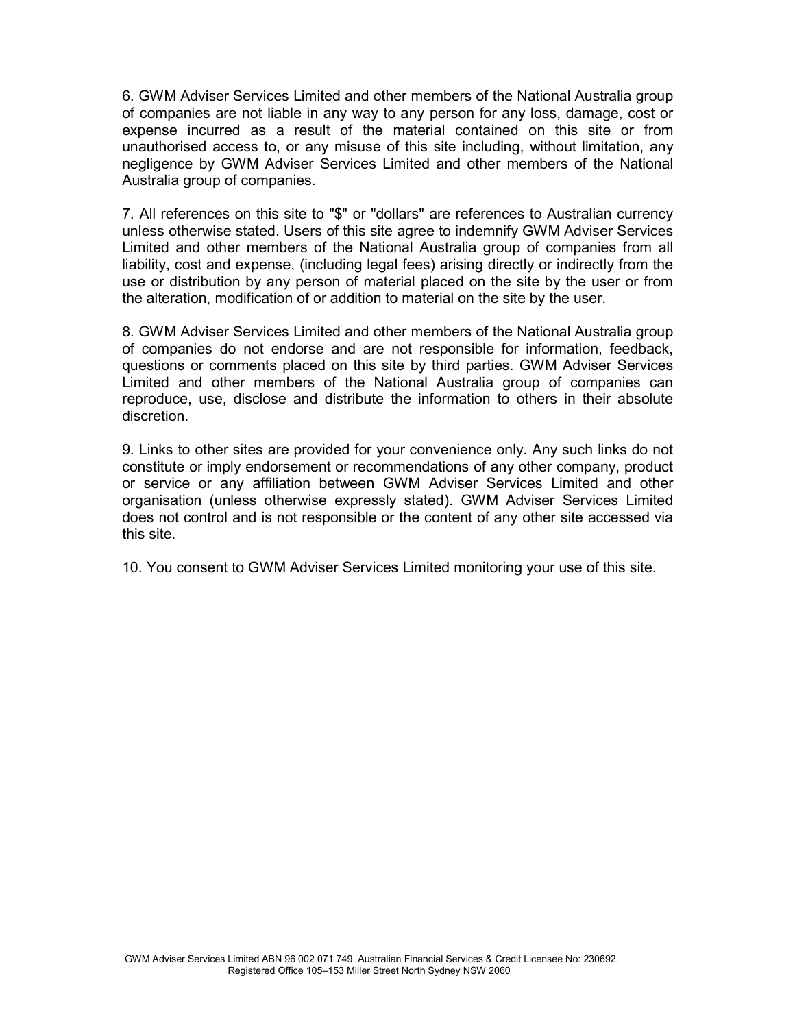6. GWM Adviser Services Limited and other members of the National Australia group of companies are not liable in any way to any person for any loss, damage, cost or expense incurred as a result of the material contained on this site or from unauthorised access to, or any misuse of this site including, without limitation, any negligence by GWM Adviser Services Limited and other members of the National Australia group of companies.

7. All references on this site to "$" or "dollars" are references to Australian currency unless otherwise stated. Users of this site agree to indemnify GWM Adviser Services Limited and other members of the National Australia group of companies from all liability, cost and expense, (including legal fees) arising directly or indirectly from the use or distribution by any person of material placed on the site by the user or from the alteration, modification of or addition to material on the site by the user.

8. GWM Adviser Services Limited and other members of the National Australia group of companies do not endorse and are not responsible for information, feedback, questions or comments placed on this site by third parties. GWM Adviser Services Limited and other members of the National Australia group of companies can reproduce, use, disclose and distribute the information to others in their absolute discretion.

9. Links to other sites are provided for your convenience only. Any such links do not constitute or imply endorsement or recommendations of any other company, product or service or any affiliation between GWM Adviser Services Limited and other organisation (unless otherwise expressly stated). GWM Adviser Services Limited does not control and is not responsible or the content of any other site accessed via this site.

10. You consent to GWM Adviser Services Limited monitoring your use of this site.